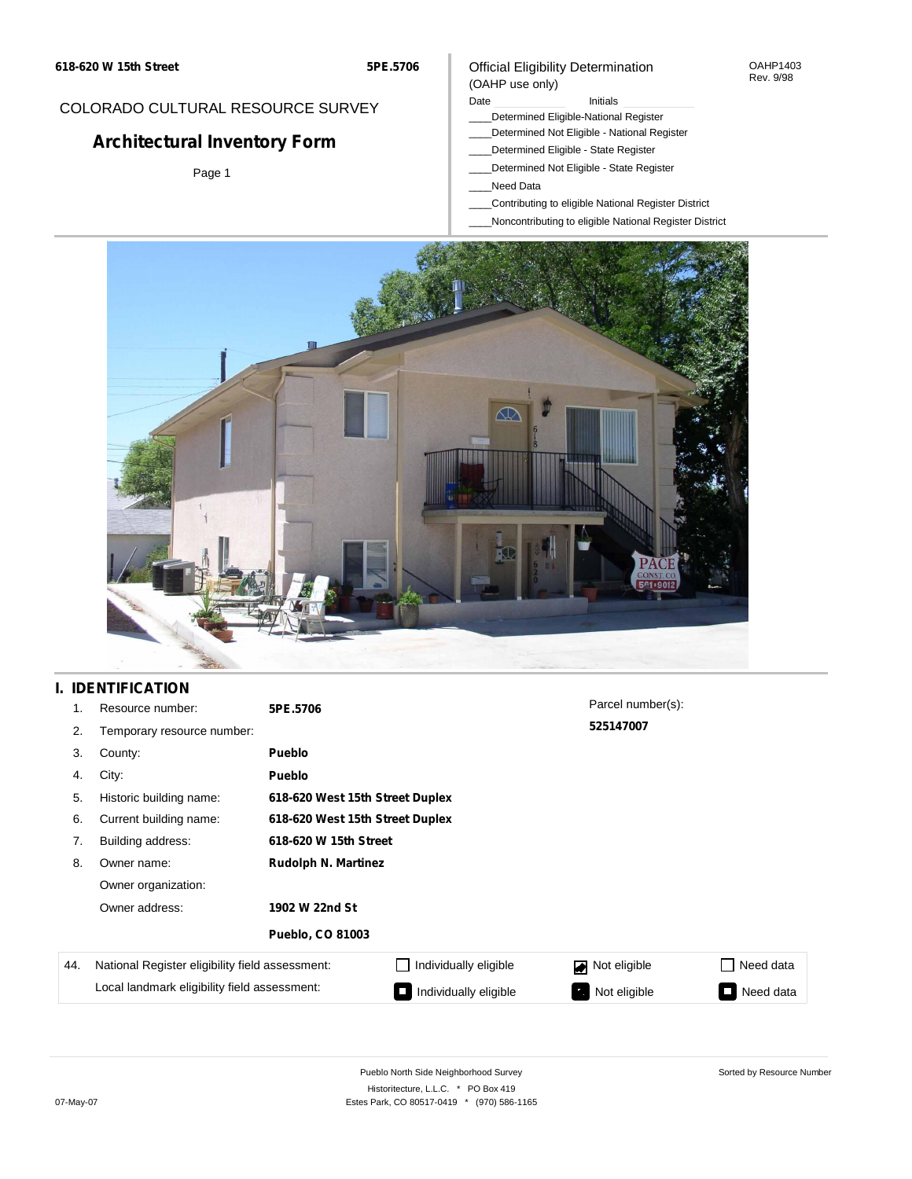618-620 W 15th Street

5PE.5706

COLORADO CULTURAL RESOURCE SURVEY

# Architectural Inventory Form

Page 1

Official Eligibility Determination
(OAHP use only)

OAHP1403
Rev. 9/98

Date ____________ Initials ____________

____Determined Eligible-National Register
____Determined Not Eligible - National Register
____Determined Eligible - State Register
____Determined Not Eligible - State Register
____Need Data
____Contributing to eligible National Register District
____Noncontributing to eligible National Register District

## I. IDENTIFICATION

1. Resource number: **5PE.5706**
2. Temporary resource number:
3. County: **Pueblo**
4. City: **Pueblo**
5. Historic building name: **618-620 West 15th Street Duplex**
6. Current building name: **618-620 West 15th Street Duplex**
7. Building address: **618-620 W 15th Street**
8. Owner name: **Rudolph N. Martinez**
   Owner organization:
   Owner address: **1902 W 22nd St**
   **Pueblo, CO 81003**

Parcel number(s): **525147007**

| 44. | | | | |
|---|---|---|---|---|
| National Register eligibility field assessment: | ☐ Individually eligible | ☑ Not eligible | ☐ Need data |
| Local landmark eligibility field assessment: | ■ Individually eligible | ■ Not eligible | ■ Need data |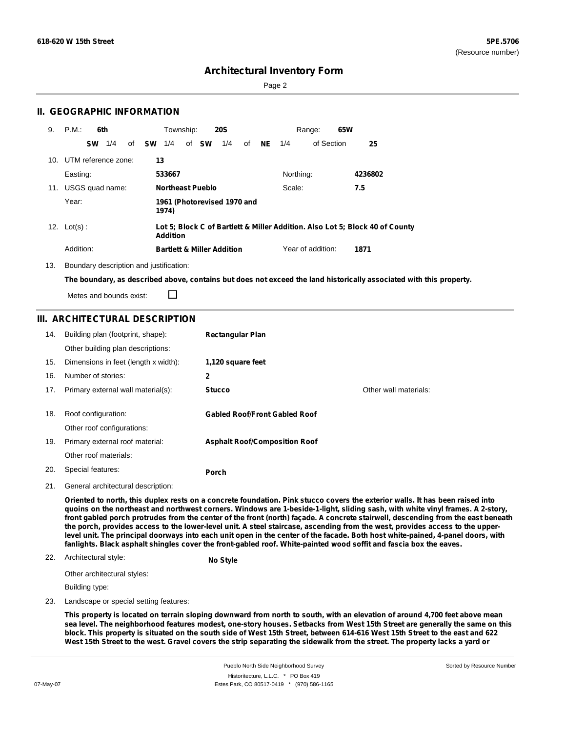**618-620 W 15th Street** | **5PE.5706** (Resource number)

# Architectural Inventory Form

## II. GEOGRAPHIC INFORMATION

9. P.M.: **6th** Township: **20S** Range: **65W**
   **SW** 1/4 of **SW** 1/4 of **SW** 1/4 of **NE** 1/4 of Section **25**

10. UTM reference zone: **13**
    Easting: **533667** Northing: **4236802**

11. USGS quad name: **Northeast Pueblo** Scale: **7.5**
    Year: **1961 (Photorevised 1970 and 1974)**

12. Lot(s): **Lot 5; Block C of Bartlett & Miller Addition. Also Lot 5; Block 40 of County Addition**
    Addition: **Bartlett & Miller Addition** Year of addition: **1871**

13. Boundary description and justification:
    **The boundary, as described above, contains but does not exceed the land historically associated with this property.**
    Metes and bounds exist: ☐

## III. ARCHITECTURAL DESCRIPTION

14. Building plan (footprint, shape): **Rectangular Plan**
    Other building plan descriptions:
15. Dimensions in feet (length x width): **1,120 square feet**
16. Number of stories: **2**
17. Primary external wall material(s): **Stucco** Other wall materials:
18. Roof configuration: **Gabled Roof/Front Gabled Roof**
    Other roof configurations:
19. Primary external roof material: **Asphalt Roof/Composition Roof**
    Other roof materials:
20. Special features: **Porch**
21. General architectural description:
    **Oriented to north, this duplex rests on a concrete foundation. Pink stucco covers the exterior walls. It has been raised into quoins on the northeast and northwest corners. Windows are 1-beside-1-light, sliding sash, with white vinyl frames. A 2-story, front gabled porch protrudes from the center of the front (north) façade. A concrete stairwell, descending from the east beneath the porch, provides access to the lower-level unit. A steel staircase, ascending from the west, provides access to the upper-level unit. The principal doorways into each unit open in the center of the facade. Both host white-painted, 4-panel doors, with fanlights. Black asphalt shingles cover the front-gabled roof. White-painted wood soffit and fascia box the eaves.**
22. Architectural style: **No Style**
    Other architectural styles:
    Building type:
23. Landscape or special setting features:
    **This property is located on terrain sloping downward from north to south, with an elevation of around 4,700 feet above mean sea level. The neighborhood features modest, one-story houses. Setbacks from West 15th Street are generally the same on this block. This property is situated on the south side of West 15th Street, between 614-616 West 15th Street to the east and 622 West 15th Street to the west. Gravel covers the strip separating the sidewalk from the street. The property lacks a yard or**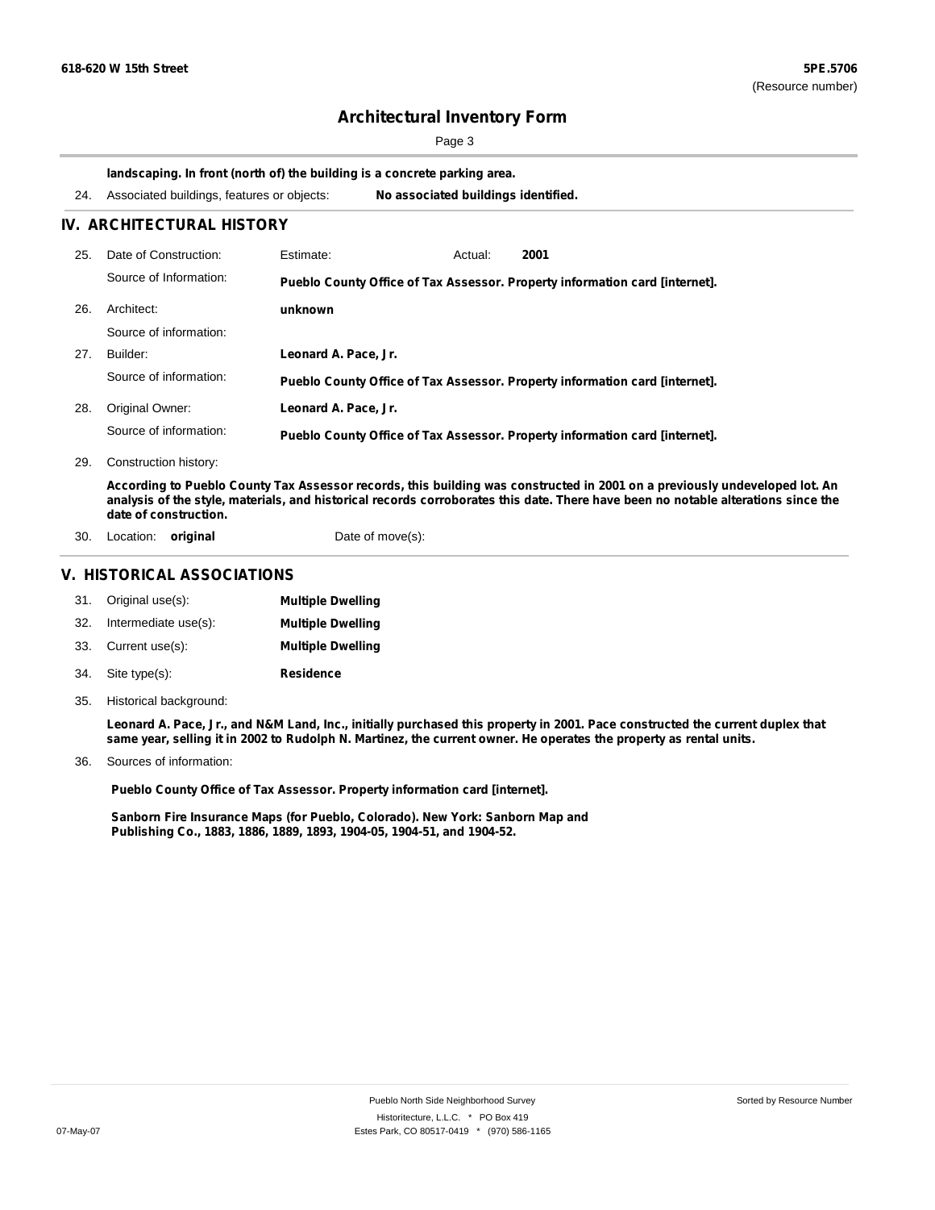**landscaping. In front (north of) the building is a concrete parking area.**

24. Associated buildings, features or objects: **No associated buildings identified.**

## IV. ARCHITECTURAL HISTORY

25. Date of Construction: Estimate: Actual: **2001**

    Source of Information: **Pueblo County Office of Tax Assessor. Property information card [internet].**

26. Architect: **unknown**

    Source of information:

27. Builder: **Leonard A. Pace, Jr.**

    Source of information: **Pueblo County Office of Tax Assessor. Property information card [internet].**

28. Original Owner: **Leonard A. Pace, Jr.**

    Source of information: **Pueblo County Office of Tax Assessor. Property information card [internet].**

29. Construction history:

    **According to Pueblo County Tax Assessor records, this building was constructed in 2001 on a previously undeveloped lot. An analysis of the style, materials, and historical records corroborates this date. There have been no notable alterations since the date of construction.**

30. Location: **original** Date of move(s):

## V. HISTORICAL ASSOCIATIONS

31. Original use(s): **Multiple Dwelling**
32. Intermediate use(s): **Multiple Dwelling**
33. Current use(s): **Multiple Dwelling**
34. Site type(s): **Residence**
35. Historical background:

    **Leonard A. Pace, Jr., and N&M Land, Inc., initially purchased this property in 2001. Pace constructed the current duplex that same year, selling it in 2002 to Rudolph N. Martinez, the current owner. He operates the property as rental units.**

36. Sources of information:

    **Pueblo County Office of Tax Assessor. Property information card [internet].**

    **Sanborn Fire Insurance Maps (for Pueblo, Colorado). New York: Sanborn Map and Publishing Co., 1883, 1886, 1889, 1893, 1904-05, 1904-51, and 1904-52.**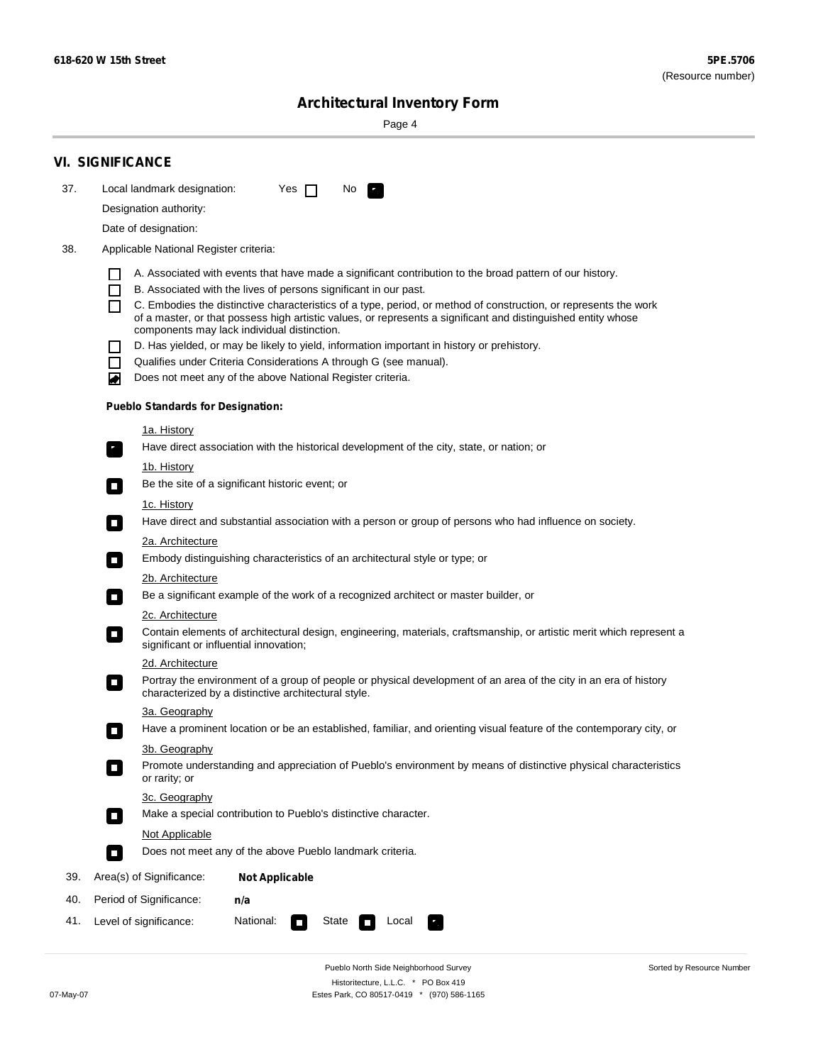**618-620 W 15th Street** — **5PE.5706** (Resource number)

# Architectural Inventory Form

## VI. SIGNIFICANCE

37. Local landmark designation: Yes ☐ No ☑

    Designation authority:

    Date of designation:

38. Applicable National Register criteria:

    - ☐ A. Associated with events that have made a significant contribution to the broad pattern of our history.
    - ☐ B. Associated with the lives of persons significant in our past.
    - ☐ C. Embodies the distinctive characteristics of a type, period, or method of construction, or represents the work of a master, or that possess high artistic values, or represents a significant and distinguished entity whose components may lack individual distinction.
    - ☐ D. Has yielded, or may be likely to yield, information important in history or prehistory.
    - ☐ Qualifies under Criteria Considerations A through G (see manual).
    - ☑ Does not meet any of the above National Register criteria.

    **Pueblo Standards for Designation:**

    1a. History
    - ☑ Have direct association with the historical development of the city, state, or nation; or

    1b. History
    - ☐ Be the site of a significant historic event; or

    1c. History
    - ☐ Have direct and substantial association with a person or group of persons who had influence on society.

    2a. Architecture
    - ☐ Embody distinguishing characteristics of an architectural style or type; or

    2b. Architecture
    - ☐ Be a significant example of the work of a recognized architect or master builder, or

    2c. Architecture
    - ☐ Contain elements of architectural design, engineering, materials, craftsmanship, or artistic merit which represent a significant or influential innovation;

    2d. Architecture
    - ☐ Portray the environment of a group of people or physical development of an area of the city in an era of history characterized by a distinctive architectural style.

    3a. Geography
    - ☐ Have a prominent location or be an established, familiar, and orienting visual feature of the contemporary city, or

    3b. Geography
    - ☐ Promote understanding and appreciation of Pueblo's environment by means of distinctive physical characteristics or rarity; or

    3c. Geography
    - ☐ Make a special contribution to Pueblo's distinctive character.

    Not Applicable
    - ☐ Does not meet any of the above Pueblo landmark criteria.

39. Area(s) of Significance: **Not Applicable**

40. Period of Significance: **n/a**

41. Level of significance: National: ☐ State ☐ Local ☑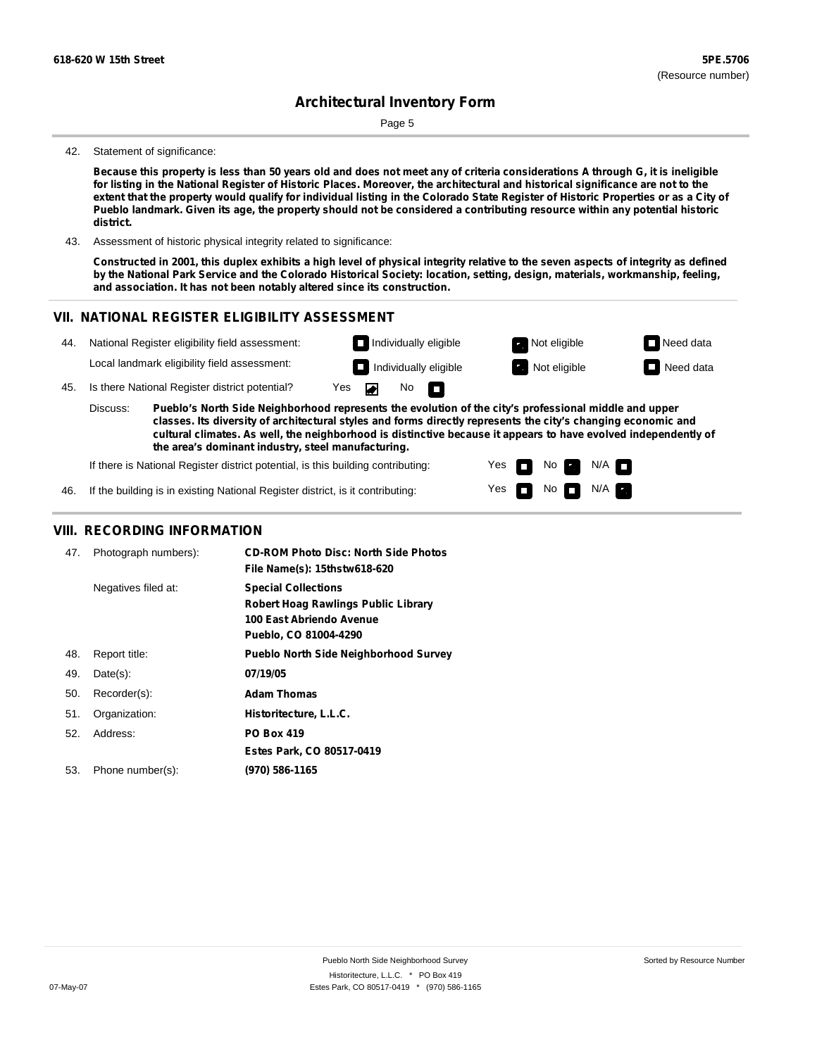42. Statement of significance:

**Because this property is less than 50 years old and does not meet any of criteria considerations A through G, it is ineligible for listing in the National Register of Historic Places. Moreover, the architectural and historical significance are not to the extent that the property would qualify for individual listing in the Colorado State Register of Historic Properties or as a City of Pueblo landmark. Given its age, the property should not be considered a contributing resource within any potential historic district.**

43. Assessment of historic physical integrity related to significance:

**Constructed in 2001, this duplex exhibits a high level of physical integrity relative to the seven aspects of integrity as defined by the National Park Service and the Colorado Historical Society: location, setting, design, materials, workmanship, feeling, and association. It has not been notably altered since its construction.**

## VII. NATIONAL REGISTER ELIGIBILITY ASSESSMENT

44. National Register eligibility field assessment: ☐ Individually eligible ☒ Not eligible ☐ Need data

Local landmark eligibility field assessment: ☐ Individually eligible ☒ Not eligible ☐ Need data

45. Is there National Register district potential? Yes ☒ No ☐

Discuss: **Pueblo's North Side Neighborhood represents the evolution of the city's professional middle and upper classes. Its diversity of architectural styles and forms directly represents the city's changing economic and cultural climates. As well, the neighborhood is distinctive because it appears to have evolved independently of the area's dominant industry, steel manufacturing.**

If there is National Register district potential, is this building contributing: Yes ☐ No ☒ N/A ☐

46. If the building is in existing National Register district, is it contributing: Yes ☐ No ☐ N/A ☒

## VIII. RECORDING INFORMATION

47. Photograph numbers): **CD-ROM Photo Disc: North Side Photos**
**File Name(s): 15thstw618-620**

Negatives filed at: **Special Collections**
**Robert Hoag Rawlings Public Library**
**100 East Abriendo Avenue**
**Pueblo, CO 81004-4290**

48. Report title: **Pueblo North Side Neighborhood Survey**

49. Date(s): **07/19/05**

50. Recorder(s): **Adam Thomas**

51. Organization: **Historitecture, L.L.C.**

52. Address: **PO Box 419**
**Estes Park, CO 80517-0419**

53. Phone number(s): **(970) 586-1165**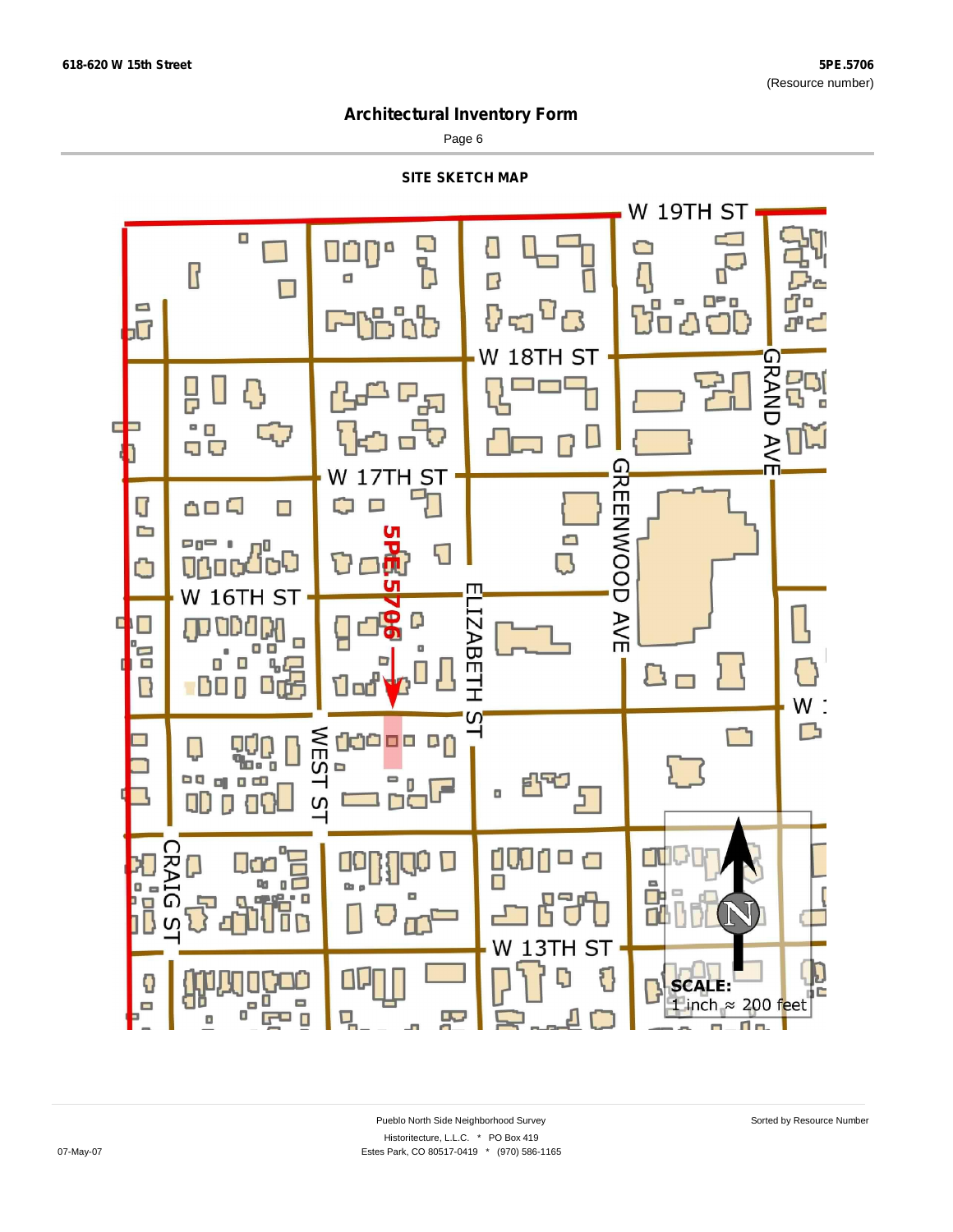# Architectural Inventory Form

## SITE SKETCH MAP

W 19TH ST

W 18TH ST

W 17TH ST

W 16TH ST

GRAND AVE

GREENWOOD AVE

ELIZABETH ST

WEST ST

CRAIG ST

W 13TH ST

5PE.5706

SCALE:
1 inch ≈ 200 feet

Pueblo North Side Neighborhood Survey
Historitecture, L.L.C. * PO Box 419
Estes Park, CO 80517-0419 * (970) 586-1165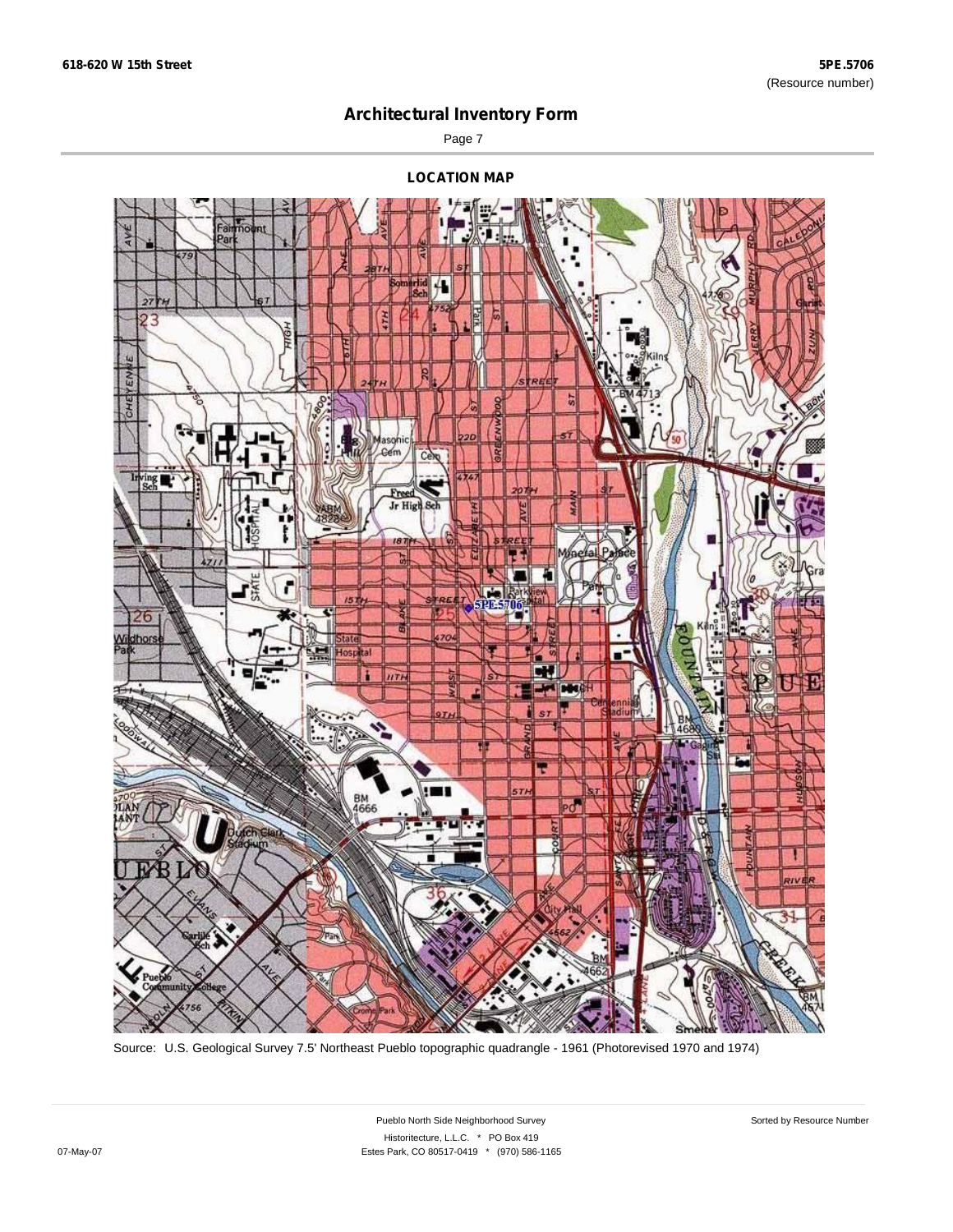# Architectural Inventory Form

## LOCATION MAP

Source: U.S. Geological Survey 7.5' Northeast Pueblo topographic quadrangle - 1961 (Photorevised 1970 and 1974)